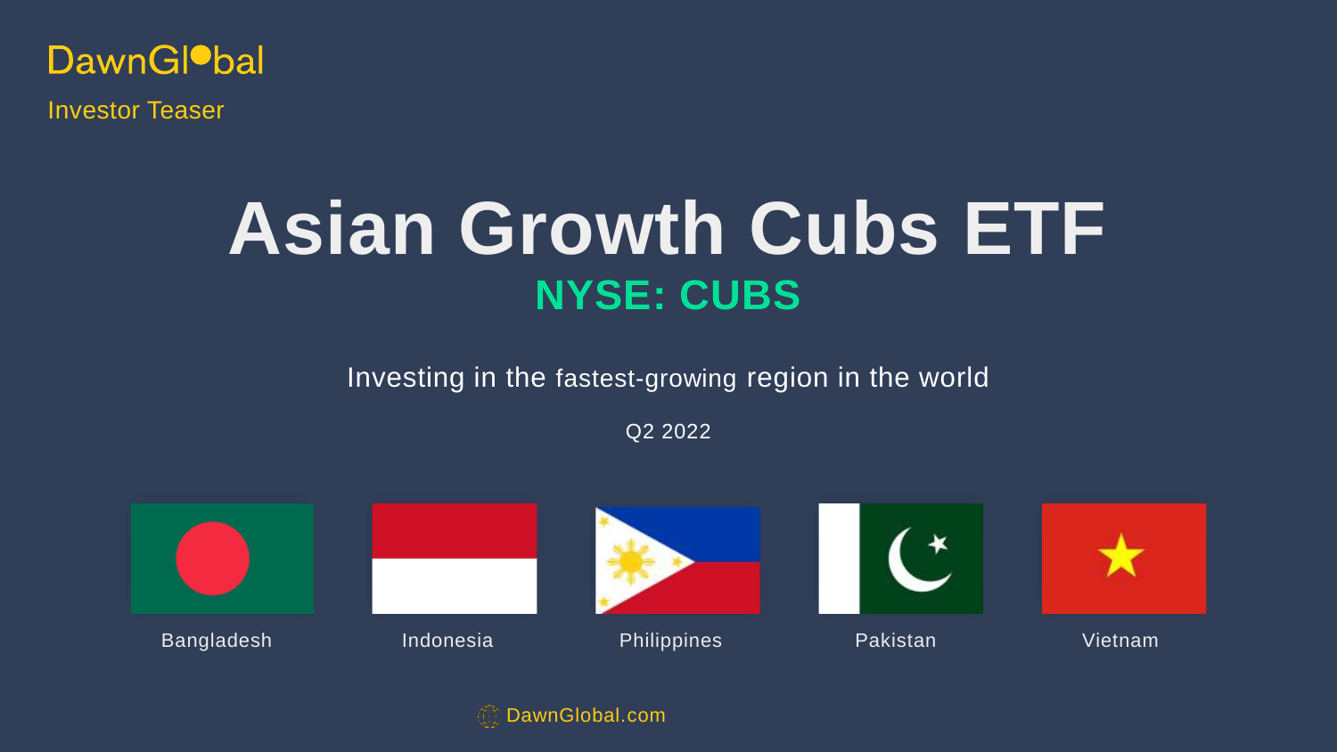DawnGlobal

Investor Teaser

# Asian Growth Cubs ETF

## NYSE: CUBS

Investing in the fastest-growing region in the world

Q2 2022

Bangladesh

Indonesia

Philippines

Pakistan

Vietnam

DawnGlobal.com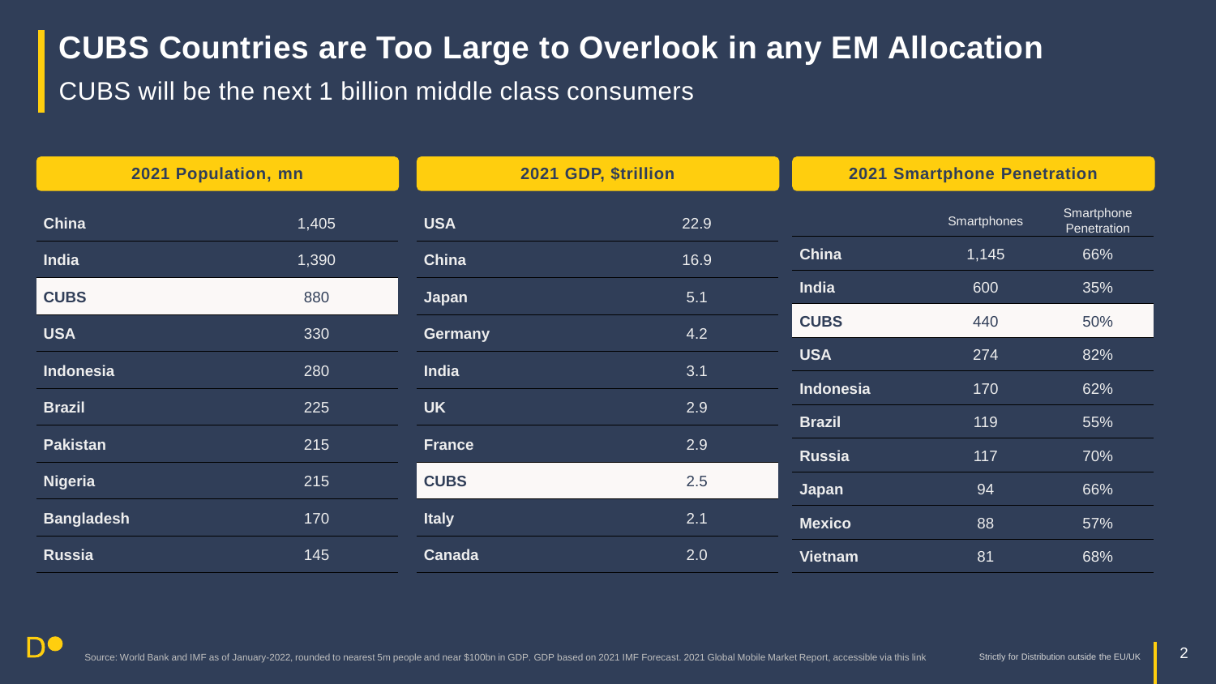# CUBS Countries are Too Large to Overlook in any EM Allocation

## CUBS will be the next 1 billion middle class consumers

**2021 Population, mn**

| Country | Population |
|---|---|
| **China** | 1,405 |
| **India** | 1,390 |
| **CUBS** | 880 |
| **USA** | 330 |
| **Indonesia** | 280 |
| **Brazil** | 225 |
| **Pakistan** | 215 |
| **Nigeria** | 215 |
| **Bangladesh** | 170 |
| **Russia** | 145 |

**2021 GDP, $trillion**

| Country | GDP |
|---|---|
| **USA** | 22.9 |
| **China** | 16.9 |
| **Japan** | 5.1 |
| **Germany** | 4.2 |
| **India** | 3.1 |
| **UK** | 2.9 |
| **France** | 2.9 |
| **CUBS** | 2.5 |
| **Italy** | 2.1 |
| **Canada** | 2.0 |

**2021 Smartphone Penetration**

| | Smartphones | Smartphone Penetration |
|---|---|---|
| **China** | 1,145 | 66% |
| **India** | 600 | 35% |
| **CUBS** | 440 | 50% |
| **USA** | 274 | 82% |
| **Indonesia** | 170 | 62% |
| **Brazil** | 119 | 55% |
| **Russia** | 117 | 70% |
| **Japan** | 94 | 66% |
| **Mexico** | 88 | 57% |
| **Vietnam** | 81 | 68% |

Source: World Bank and IMF as of January-2022, rounded to nearest 5m people and near $100bn in GDP. GDP based on 2021 IMF Forecast. 2021 Global Mobile Market Report, accessible via this link

Strictly for Distribution outside the EU/UK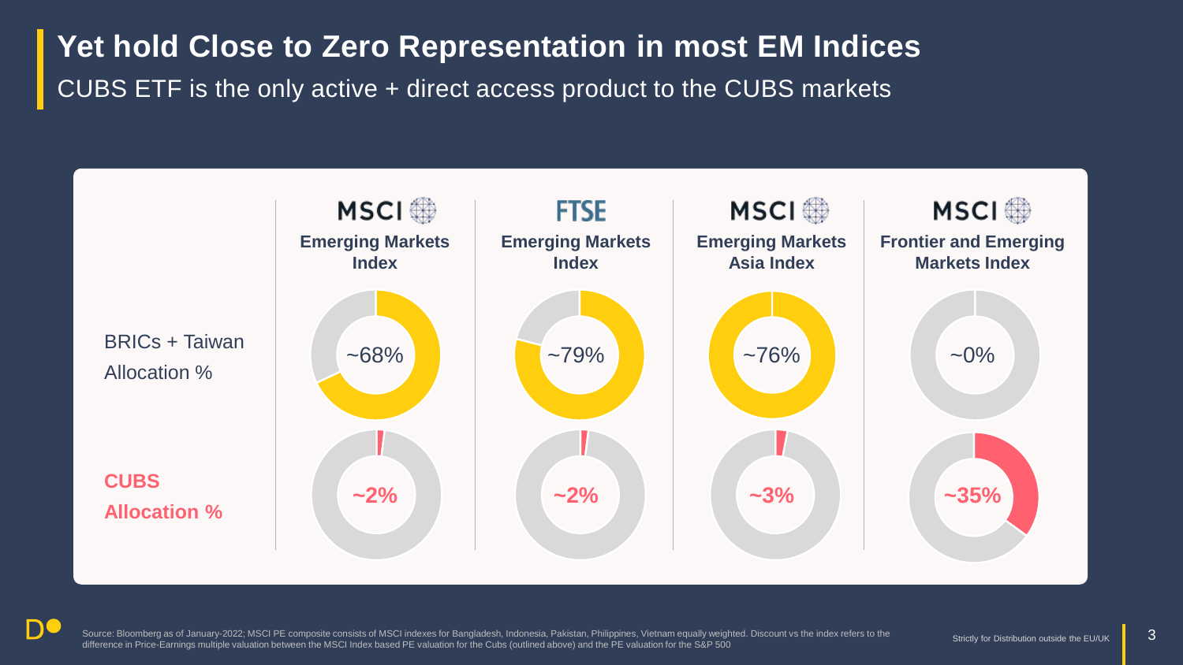# Yet hold Close to Zero Representation in most EM Indices

CUBS ETF is the only active + direct access product to the CUBS markets

| | MSCI Emerging Markets Index | FTSE Emerging Markets Index | MSCI Emerging Markets Asia Index | MSCI Frontier and Emerging Markets Index |
|---|---|---|---|---|
| BRICs + Taiwan Allocation % | ~68% | ~79% | ~76% | ~0% |
| **CUBS Allocation %** | **~2%** | **~2%** | **~3%** | **~35%** |

Source: Bloomberg as of January-2022; MSCI PE composite consists of MSCI indexes for Bangladesh, Indonesia, Pakistan, Philippines, Vietnam equally weighted. Discount vs the index refers to the difference in Price-Earnings multiple valuation between the MSCI Index based PE valuation for the Cubs (outlined above) and the PE valuation for the S&P 500

Strictly for Distribution outside the EU/UK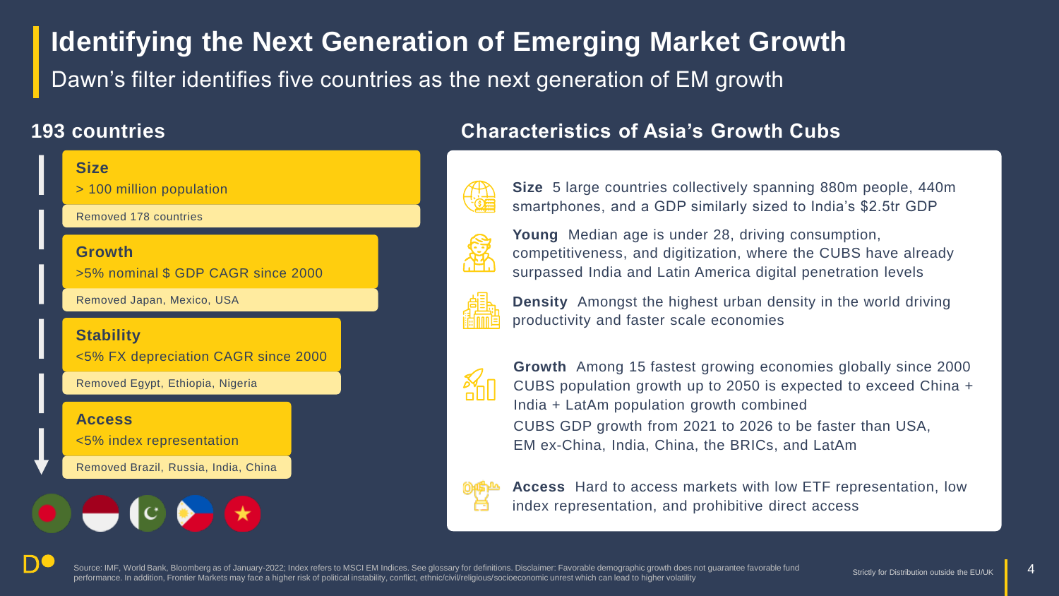# Identifying the Next Generation of Emerging Market Growth

Dawn's filter identifies five countries as the next generation of EM growth

## 193 countries

**Size**
> 100 million population

Removed 178 countries

**Growth**
>5% nominal $ GDP CAGR since 2000

Removed Japan, Mexico, USA

**Stability**
<5% FX depreciation CAGR since 2000

Removed Egypt, Ethiopia, Nigeria

**Access**
<5% index representation

Removed Brazil, Russia, India, China

## Characteristics of Asia's Growth Cubs

**Size** 5 large countries collectively spanning 880m people, 440m smartphones, and a GDP similarly sized to India's $2.5tr GDP

**Young** Median age is under 28, driving consumption, competitiveness, and digitization, where the CUBS have already surpassed India and Latin America digital penetration levels

**Density** Amongst the highest urban density in the world driving productivity and faster scale economies

**Growth** Among 15 fastest growing economies globally since 2000
CUBS population growth up to 2050 is expected to exceed China + India + LatAm population growth combined
CUBS GDP growth from 2021 to 2026 to be faster than USA, EM ex-China, India, China, the BRICs, and LatAm

**Access** Hard to access markets with low ETF representation, low index representation, and prohibitive direct access

Source: IMF, World Bank, Bloomberg as of January-2022; Index refers to MSCI EM Indices. See glossary for definitions. Disclaimer: Favorable demographic growth does not guarantee favorable fund performance. In addition, Frontier Markets may face a higher risk of political instability, conflict, ethnic/civil/religious/socioeconomic unrest which can lead to higher volatility

Strictly for Distribution outside the EU/UK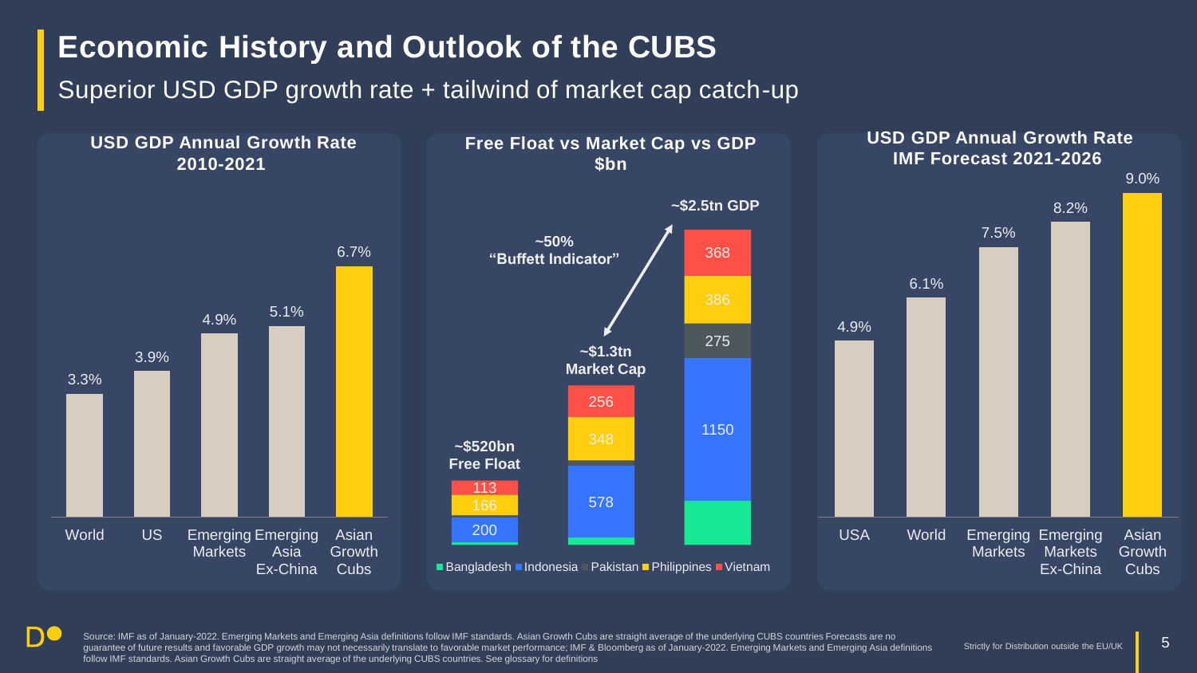# Economic History and Outlook of the CUBS

## Superior USD GDP growth rate + tailwind of market cap catch-up

### USD GDP Annual Growth Rate 2010-2021

| Region | Growth Rate |
| --- | --- |
| World | 3.3% |
| US | 3.9% |
| Emerging Markets | 4.9% |
| Emerging Asia Ex-China | 5.1% |
| Asian Growth Cubs | 6.7% |

### Free Float vs Market Cap vs GDP $bn

~50% "Buffett Indicator"

| | ~$520bn Free Float | ~$1.3tn Market Cap | ~$2.5tn GDP |
| --- | --- | --- | --- |
| Vietnam | 113 | 256 | 368 |
| Philippines | 166 | 348 | 386 |
| Pakistan | | | 275 |
| Indonesia | 200 | 578 | 1150 |
| Bangladesh | | | |

### USD GDP Annual Growth Rate IMF Forecast 2021-2026

| Region | Growth Rate |
| --- | --- |
| USA | 4.9% |
| World | 6.1% |
| Emerging Markets | 7.5% |
| Emerging Markets Ex-China | 8.2% |
| Asian Growth Cubs | 9.0% |

Source: IMF as of January-2022. Emerging Markets and Emerging Asia definitions follow IMF standards. Asian Growth Cubs are straight average of the underlying CUBS countries Forecasts are no guarantee of future results and favorable GDP growth may not necessarily translate to favorable market performance; IMF & Bloomberg as of January-2022. Emerging Markets and Emerging Asia definitions follow IMF standards. Asian Growth Cubs are straight average of the underlying CUBS countries. See glossary for definitions

Strictly for Distribution outside the EU/UK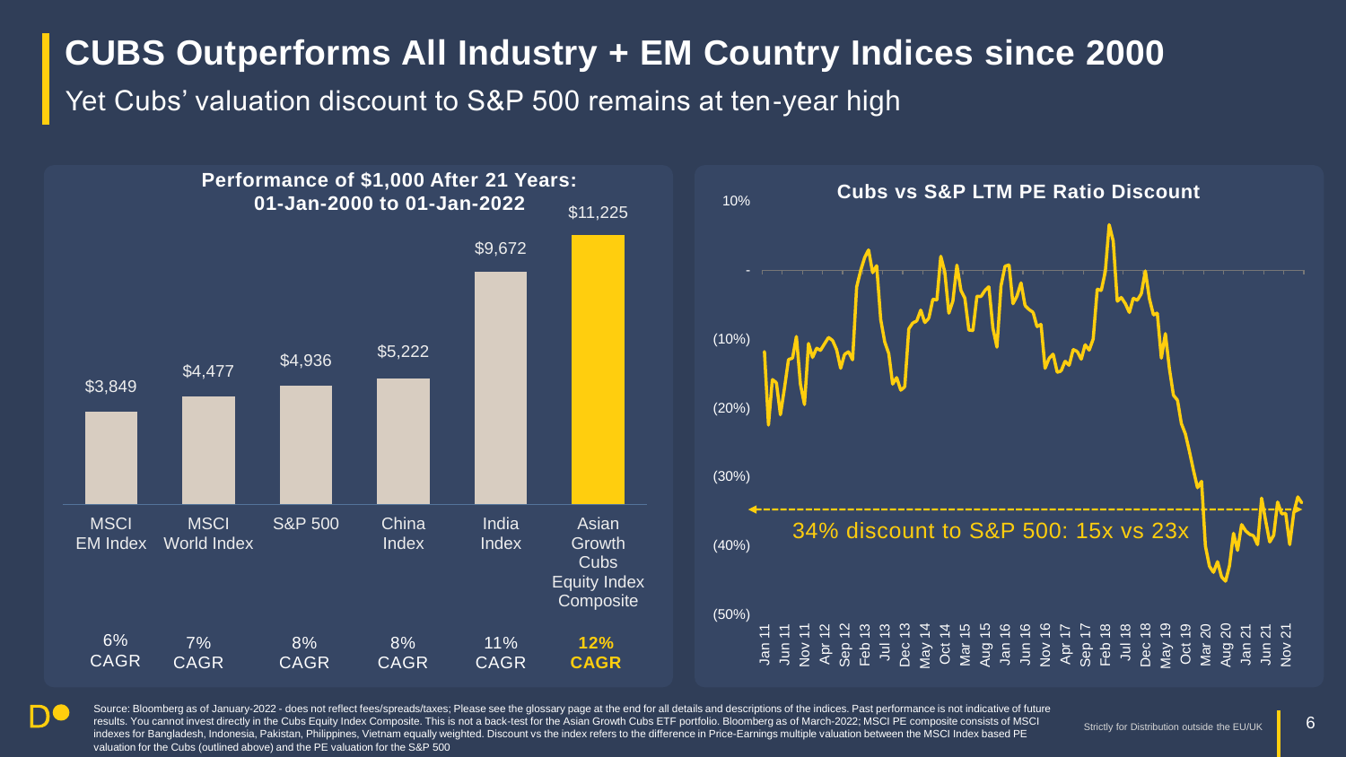# CUBS Outperforms All Industry + EM Country Indices since 2000

Yet Cubs' valuation discount to S&P 500 remains at ten-year high

### Performance of $1,000 After 21 Years: 01-Jan-2000 to 01-Jan-2022

| Index | Value | CAGR |
|---|---|---|
| MSCI EM Index | $3,849 | 6% CAGR |
| MSCI World Index | $4,477 | 7% CAGR |
| S&P 500 | $4,936 | 8% CAGR |
| China Index | $5,222 | 8% CAGR |
| India Index | $9,672 | 11% CAGR |
| **Asian Growth Cubs Equity Index Composite** | **$11,225** | **12% CAGR** |

### Cubs vs S&P LTM PE Ratio Discount

34% discount to S&P 500: 15x vs 23x

Source: Bloomberg as of January-2022 - does not reflect fees/spreads/taxes; Please see the glossary page at the end for all details and descriptions of the indices. Past performance is not indicative of future results. You cannot invest directly in the Cubs Equity Index Composite. This is not a back-test for the Asian Growth Cubs ETF portfolio. Bloomberg as of March-2022; MSCI PE composite consists of MSCI indexes for Bangladesh, Indonesia, Pakistan, Philippines, Vietnam equally weighted. Discount vs the index refers to the difference in Price-Earnings multiple valuation between the MSCI Index based PE valuation for the Cubs (outlined above) and the PE valuation for the S&P 500

Strictly for Distribution outside the EU/UK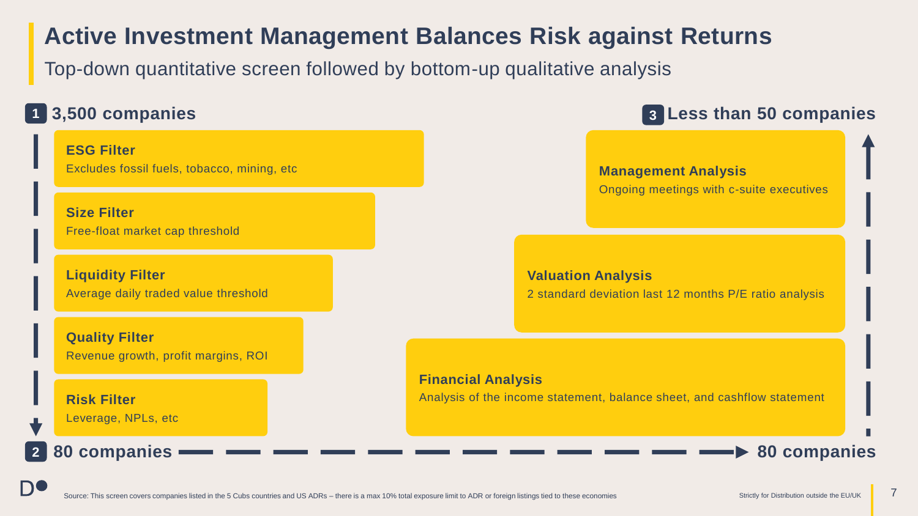# Active Investment Management Balances Risk against Returns

## Top-down quantitative screen followed by bottom-up qualitative analysis

### 1 3,500 companies

**ESG Filter**
Excludes fossil fuels, tobacco, mining, etc

**Size Filter**
Free-float market cap threshold

**Liquidity Filter**
Average daily traded value threshold

**Quality Filter**
Revenue growth, profit margins, ROI

**Risk Filter**
Leverage, NPLs, etc

### 2 80 companies → 80 companies

**Financial Analysis**
Analysis of the income statement, balance sheet, and cashflow statement

**Valuation Analysis**
2 standard deviation last 12 months P/E ratio analysis

**Management Analysis**
Ongoing meetings with c-suite executives

### 3 Less than 50 companies

Source: This screen covers companies listed in the 5 Cubs countries and US ADRs – there is a max 10% total exposure limit to ADR or foreign listings tied to these economies

Strictly for Distribution outside the EU/UK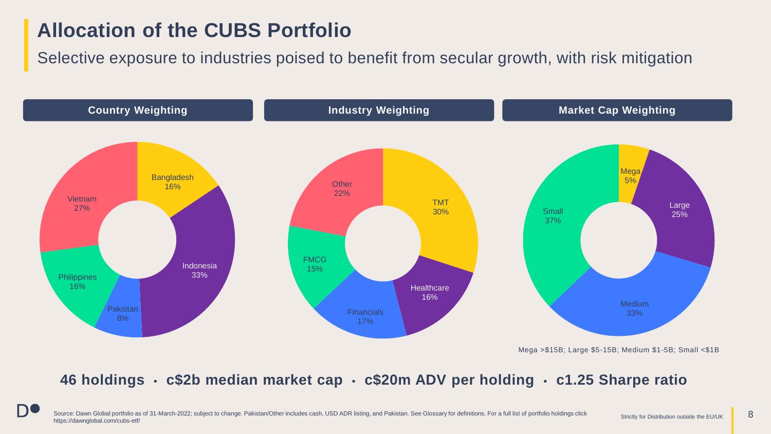# Allocation of the CUBS Portfolio

Selective exposure to industries poised to benefit from secular growth, with risk mitigation

### Country Weighting

| Country | Weight |
| --- | --- |
| Bangladesh | 16% |
| Indonesia | 33% |
| Pakistan | 8% |
| Philippines | 16% |
| Vietnam | 27% |

### Industry Weighting

| Industry | Weight |
| --- | --- |
| TMT | 30% |
| Healthcare | 16% |
| Financials | 17% |
| FMCG | 15% |
| Other | 22% |

### Market Cap Weighting

| Market Cap | Weight |
| --- | --- |
| Mega | 5% |
| Large | 25% |
| Medium | 33% |
| Small | 37% |

Mega >$15B; Large $5-15B; Medium $1-5B; Small <$1B

**46 holdings • c$2b median market cap • c$20m ADV per holding • c1.25 Sharpe ratio**

Source: Dawn Global portfolio as of 31-March-2022; subject to change. Pakistan/Other includes cash, USD ADR listing, and Pakistan. See Glossary for definitions. For a full list of portfolio holdings click https://dawnglobal.com/cubs-etf/

Strictly for Distribution outside the EU/UK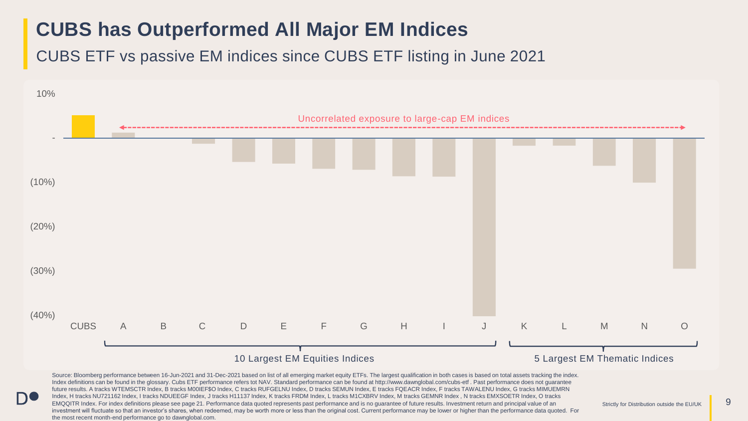# CUBS has Outperformed All Major EM Indices

## CUBS ETF vs passive EM indices since CUBS ETF listing in June 2021

10%

-

(10%)

(20%)

(30%)

(40%)

Uncorrelated exposure to large-cap EM indices

CUBS A B C D E F G H I J K L M N O

10 Largest EM Equities Indices

5 Largest EM Thematic Indices

Source: Bloomberg performance between 16-Jun-2021 and 31-Dec-2021 based on list of all emerging market equity ETFs. The largest qualification in both cases is based on total assets tracking the index. Index definitions can be found in the glossary. Cubs ETF performance refers tot NAV. Standard performance can be found at http://www.dawnglobal.com/cubs-etf . Past performance does not guarantee future results. A tracks WTEMSCTR Index, B tracks M00IEF$O Index, C tracks RUFGELNU Index, D tracks SEMUN Index, E tracks FQEACR Index, F tracks TAWALENU Index, G tracks MIMUEMRN Index, H tracks NU721162 Index, I tracks NDUEEGF Index, J tracks H11137 Index, K tracks FRDM Index, L tracks M1CXBRV Index, M tracks GEMNR Index , N tracks EMXSOETR Index, O tracks EMQQITR Index. For index definitions please see page 21. Performance data quoted represents past performance and is no guarantee of future results. Investment return and principal value of an investment will fluctuate so that an investor's shares, when redeemed, may be worth more or less than the original cost. Current performance may be lower or higher than the performance data quoted. For the most recent month-end performance go to dawnglobal.com.

Strictly for Distribution outside the EU/UK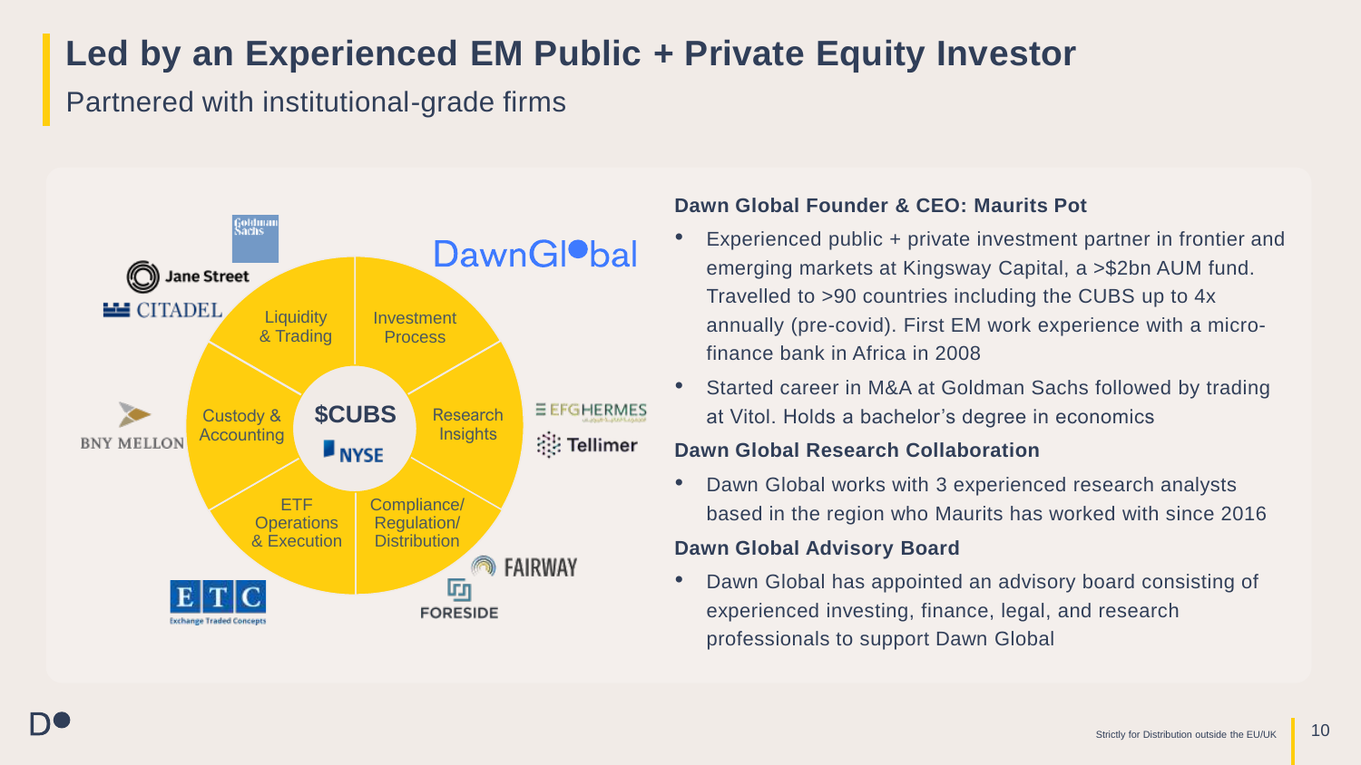# Led by an Experienced EM Public + Private Equity Investor

## Partnered with institutional-grade firms

Goldman Sachs

Jane Street

CITADEL

BNY MELLON

DawnGlobal

Liquidity & Trading

Investment Process

Custody & Accounting

$CUBS

NYSE

Research Insights

ETF Operations & Execution

Compliance/ Regulation/ Distribution

EFG HERMES

Tellimer

FAIRWAY

FORESIDE

ETC Exchange Traded Concepts

**Dawn Global Founder & CEO: Maurits Pot**

- Experienced public + private investment partner in frontier and emerging markets at Kingsway Capital, a >$2bn AUM fund. Travelled to >90 countries including the CUBS up to 4x annually (pre-covid). First EM work experience with a micro-finance bank in Africa in 2008
- Started career in M&A at Goldman Sachs followed by trading at Vitol. Holds a bachelor's degree in economics

**Dawn Global Research Collaboration**

- Dawn Global works with 3 experienced research analysts based in the region who Maurits has worked with since 2016

**Dawn Global Advisory Board**

- Dawn Global has appointed an advisory board consisting of experienced investing, finance, legal, and research professionals to support Dawn Global

Strictly for Distribution outside the EU/UK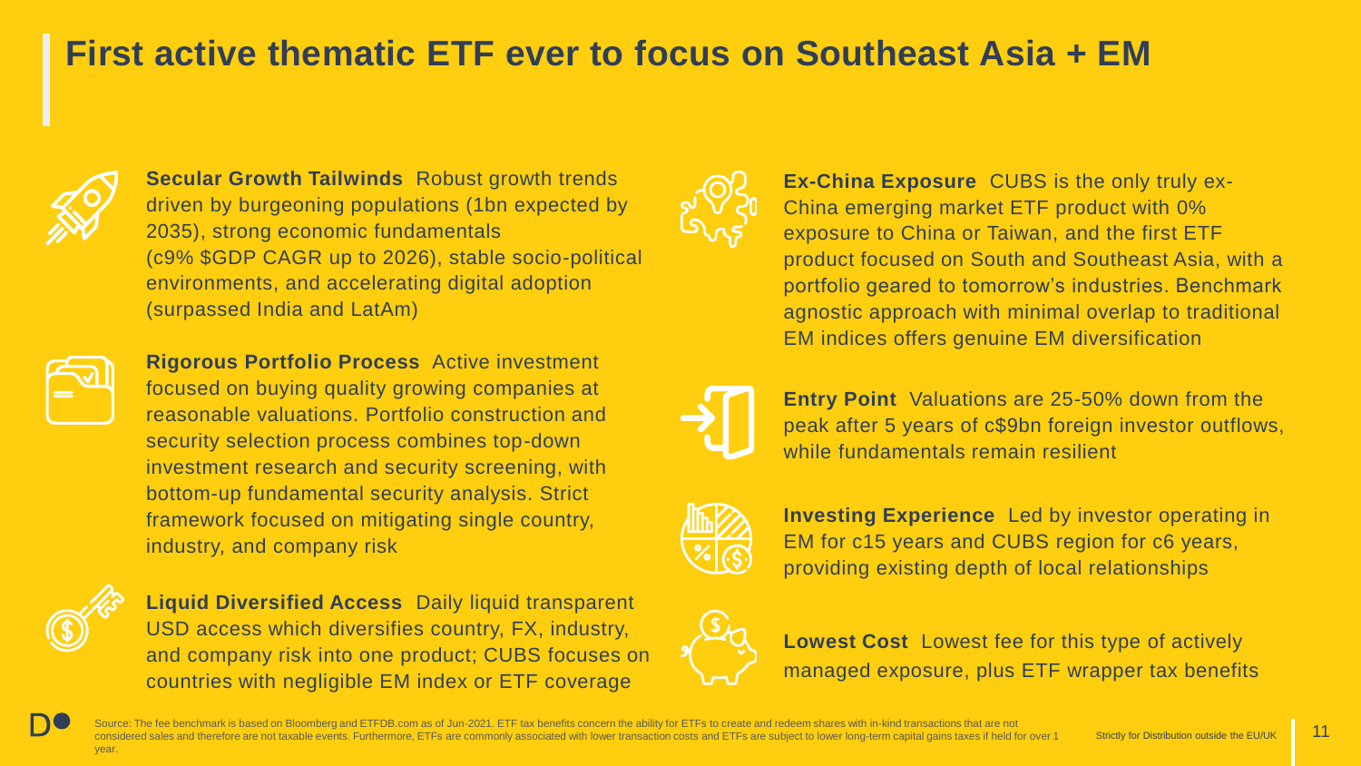# First active thematic ETF ever to focus on Southeast Asia + EM

**Secular Growth Tailwinds** Robust growth trends driven by burgeoning populations (1bn expected by 2035), strong economic fundamentals (c9% $GDP CAGR up to 2026), stable socio-political environments, and accelerating digital adoption (surpassed India and LatAm)

**Rigorous Portfolio Process** Active investment focused on buying quality growing companies at reasonable valuations. Portfolio construction and security selection process combines top-down investment research and security screening, with bottom-up fundamental security analysis. Strict framework focused on mitigating single country, industry, and company risk

**Liquid Diversified Access** Daily liquid transparent USD access which diversifies country, FX, industry, and company risk into one product; CUBS focuses on countries with negligible EM index or ETF coverage

**Ex-China Exposure** CUBS is the only truly ex-China emerging market ETF product with 0% exposure to China or Taiwan, and the first ETF product focused on South and Southeast Asia, with a portfolio geared to tomorrow's industries. Benchmark agnostic approach with minimal overlap to traditional EM indices offers genuine EM diversification

**Entry Point** Valuations are 25-50% down from the peak after 5 years of c$9bn foreign investor outflows, while fundamentals remain resilient

**Investing Experience** Led by investor operating in EM for c15 years and CUBS region for c6 years, providing existing depth of local relationships

**Lowest Cost** Lowest fee for this type of actively managed exposure, plus ETF wrapper tax benefits

Source: The fee benchmark is based on Bloomberg and ETFDB.com as of Jun-2021. ETF tax benefits concern the ability for ETFs to create and redeem shares with in-kind transactions that are not considered sales and therefore are not taxable events. Furthermore, ETFs are commonly associated with lower transaction costs and ETFs are subject to lower long-term capital gains taxes if held for over 1 year.

Strictly for Distribution outside the EU/UK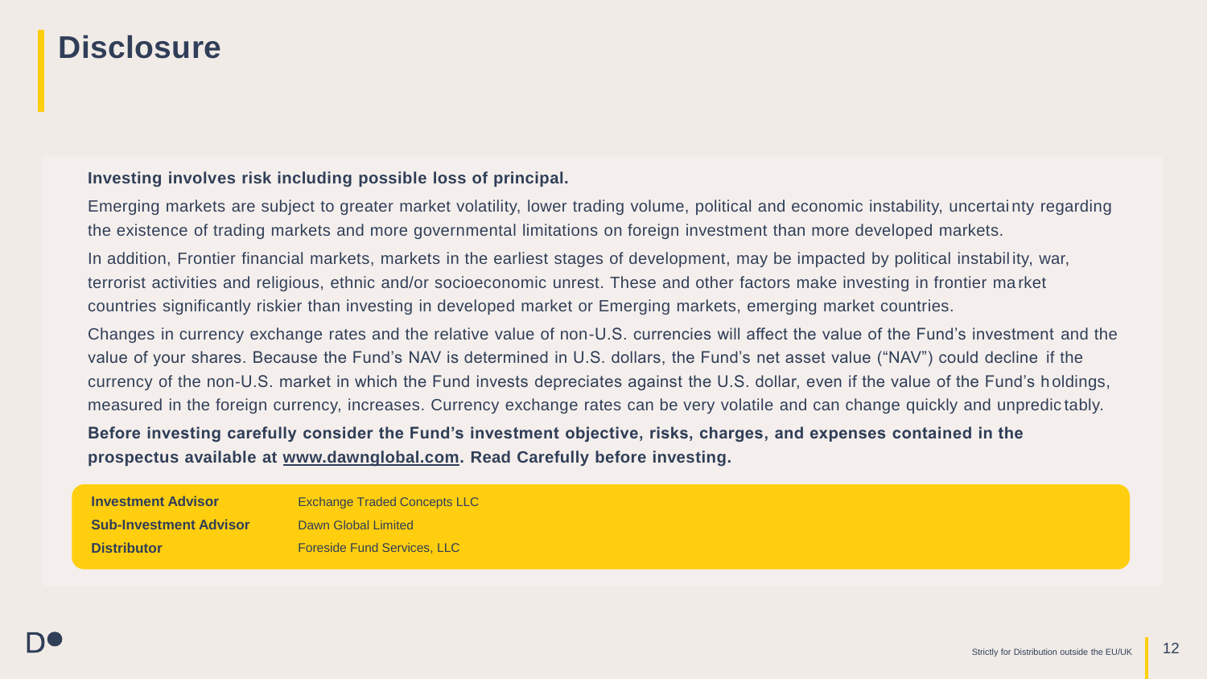# Disclosure

**Investing involves risk including possible loss of principal.**

Emerging markets are subject to greater market volatility, lower trading volume, political and economic instability, uncertainty regarding the existence of trading markets and more governmental limitations on foreign investment than more developed markets.

In addition, Frontier financial markets, markets in the earliest stages of development, may be impacted by political instability, war, terrorist activities and religious, ethnic and/or socioeconomic unrest. These and other factors make investing in frontier market countries significantly riskier than investing in developed market or Emerging markets, emerging market countries.

Changes in currency exchange rates and the relative value of non-U.S. currencies will affect the value of the Fund's investment and the value of your shares. Because the Fund's NAV is determined in U.S. dollars, the Fund's net asset value ("NAV") could decline if the currency of the non-U.S. market in which the Fund invests depreciates against the U.S. dollar, even if the value of the Fund's holdings, measured in the foreign currency, increases. Currency exchange rates can be very volatile and can change quickly and unpredictably.

**Before investing carefully consider the Fund's investment objective, risks, charges, and expenses contained in the prospectus available at www.dawnglobal.com. Read Carefully before investing.**

| | |
|---|---|
| **Investment Advisor** | Exchange Traded Concepts LLC |
| **Sub-Investment Advisor** | Dawn Global Limited |
| **Distributor** | Foreside Fund Services, LLC |

Strictly for Distribution outside the EU/UK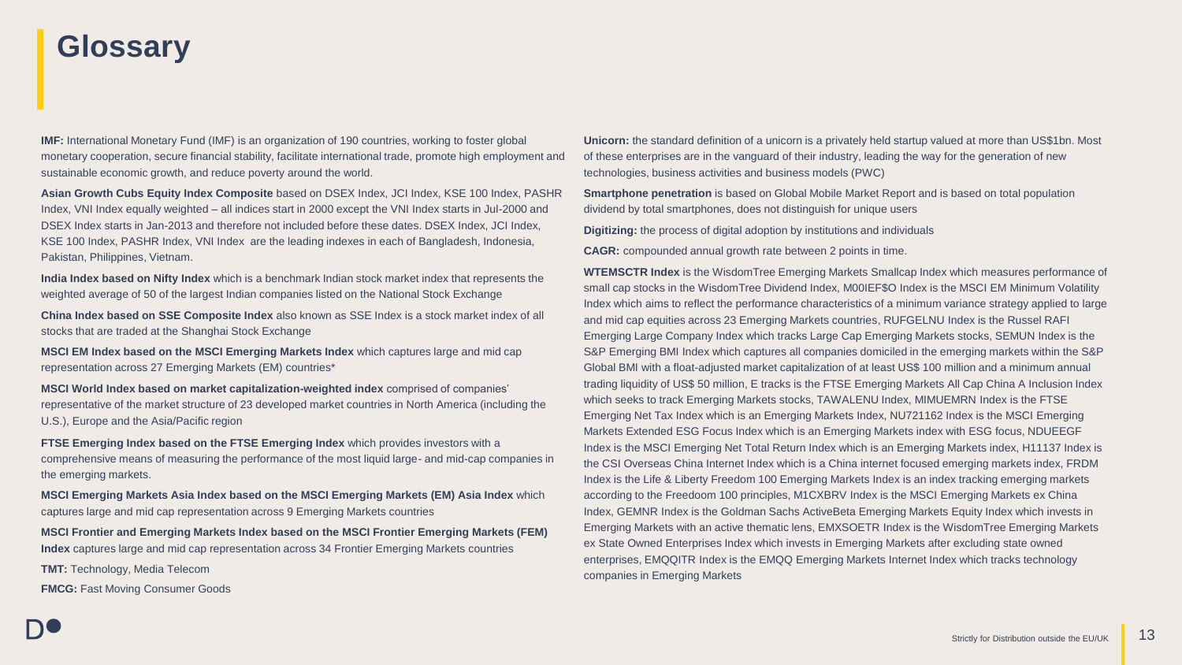# Glossary

**IMF:** International Monetary Fund (IMF) is an organization of 190 countries, working to foster global monetary cooperation, secure financial stability, facilitate international trade, promote high employment and sustainable economic growth, and reduce poverty around the world.

**Asian Growth Cubs Equity Index Composite** based on DSEX Index, JCI Index, KSE 100 Index, PASHR Index, VNI Index equally weighted – all indices start in 2000 except the VNI Index starts in Jul-2000 and DSEX Index starts in Jan-2013 and therefore not included before these dates. DSEX Index, JCI Index, KSE 100 Index, PASHR Index, VNI Index are the leading indexes in each of Bangladesh, Indonesia, Pakistan, Philippines, Vietnam.

**India Index based on Nifty Index** which is a benchmark Indian stock market index that represents the weighted average of 50 of the largest Indian companies listed on the National Stock Exchange

**China Index based on SSE Composite Index** also known as SSE Index is a stock market index of all stocks that are traded at the Shanghai Stock Exchange

**MSCI EM Index based on the MSCI Emerging Markets Index** which captures large and mid cap representation across 27 Emerging Markets (EM) countries*

**MSCI World Index based on market capitalization-weighted index** comprised of companies' representative of the market structure of 23 developed market countries in North America (including the U.S.), Europe and the Asia/Pacific region

**FTSE Emerging Index based on the FTSE Emerging Index** which provides investors with a comprehensive means of measuring the performance of the most liquid large- and mid-cap companies in the emerging markets.

**MSCI Emerging Markets Asia Index based on the MSCI Emerging Markets (EM) Asia Index** which captures large and mid cap representation across 9 Emerging Markets countries

**MSCI Frontier and Emerging Markets Index based on the MSCI Frontier Emerging Markets (FEM) Index** captures large and mid cap representation across 34 Frontier Emerging Markets countries

**TMT:** Technology, Media Telecom

**FMCG:** Fast Moving Consumer Goods

**Unicorn:** the standard definition of a unicorn is a privately held startup valued at more than US$1bn. Most of these enterprises are in the vanguard of their industry, leading the way for the generation of new technologies, business activities and business models (PWC)

**Smartphone penetration** is based on Global Mobile Market Report and is based on total population dividend by total smartphones, does not distinguish for unique users

**Digitizing:** the process of digital adoption by institutions and individuals

**CAGR:** compounded annual growth rate between 2 points in time.

**WTEMSCTR Index** is the WisdomTree Emerging Markets Smallcap Index which measures performance of small cap stocks in the WisdomTree Dividend Index, M00IEF$O Index is the MSCI EM Minimum Volatility Index which aims to reflect the performance characteristics of a minimum variance strategy applied to large and mid cap equities across 23 Emerging Markets countries, RUFGELNU Index is the Russel RAFI Emerging Large Company Index which tracks Large Cap Emerging Markets stocks, SEMUN Index is the S&P Emerging BMI Index which captures all companies domiciled in the emerging markets within the S&P Global BMI with a float-adjusted market capitalization of at least US$ 100 million and a minimum annual trading liquidity of US$ 50 million, E tracks is the FTSE Emerging Markets All Cap China A Inclusion Index which seeks to track Emerging Markets stocks, TAWALENU Index, MIMUEMRN Index is the FTSE Emerging Net Tax Index which is an Emerging Markets Index, NU721162 Index is the MSCI Emerging Markets Extended ESG Focus Index which is an Emerging Markets index with ESG focus, NDUEEGF Index is the MSCI Emerging Net Total Return Index which is an Emerging Markets index, H11137 Index is the CSI Overseas China Internet Index which is a China internet focused emerging markets index, FRDM Index is the Life & Liberty Freedom 100 Emerging Markets Index is an index tracking emerging markets according to the Freedoom 100 principles, M1CXBRV Index is the MSCI Emerging Markets ex China Index, GEMNR Index is the Goldman Sachs ActiveBeta Emerging Markets Equity Index which invests in Emerging Markets with an active thematic lens, EMXSOETR Index is the WisdomTree Emerging Markets ex State Owned Enterprises Index which invests in Emerging Markets after excluding state owned enterprises, EMQQITR Index is the EMQQ Emerging Markets Internet Index which tracks technology companies in Emerging Markets

Strictly for Distribution outside the EU/UK